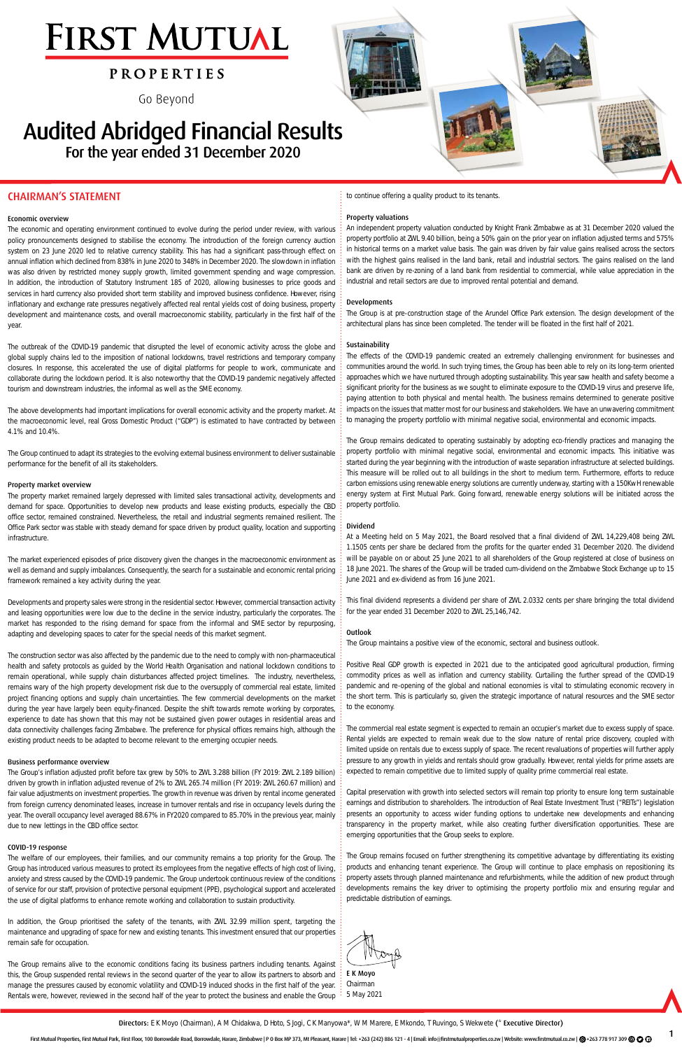# FIRST MUTUAL PROPERTIES

Go Beyond

# Audited Abridged Financial Results

## For the year ended 31 December 2020

## CHAIRMAN'S STATEMENT

### Economic overview

The economic and operating environment continued to evolve during the period under review, with various policy pronouncements designed to stabilise the economy. The introduction of the foreign currency auction system on 23 June 2020 led to relative currency stability. This has had a significant pass-through effect on annual inflation which declined from 838% in June 2020 to 348% in December 2020. The slowdown in inflation was also driven by restricted money supply growth, limited government spending and wage compression. In addition, the introduction of Statutory Instrument 185 of 2020, allowing businesses to price goods and services in hard currency also provided short term stability and improved business confidence. However, rising inflationary and exchange rate pressures negatively affected real rental yields cost of doing business, property development and maintenance costs, and overall macroeconomic stability, particularly in the first half of the year.

The outbreak of the COVID-19 pandemic that disrupted the level of economic activity across the globe and global supply chains led to the imposition of national lockdowns, travel restrictions and temporary company closures. In response, this accelerated the use of digital platforms for people to work, communicate and collaborate during the lockdown period. It is also noteworthy that the COVID-19 pandemic negatively affected tourism and downstream industries, the informal as well as the SME economy.

The above developments had important implications for overall economic activity and the property market. At the macroeconomic level, real Gross Domestic Product ("GDP") is estimated to have contracted by between 4.1% and 10.4%.

The Group continued to adapt its strategies to the evolving external business environment to deliver sustainable performance for the benefit of all its stakeholders.

### Property market overview

The property market remained largely depressed with limited sales transactional activity, developments and demand for space. Opportunities to develop new products and lease existing products, especially the CBD office sector, remained constrained. Nevertheless, the retail and industrial segments remained resilient. The Office Park sector was stable with steady demand for space driven by product quality, location and supporting infrastructure.

The market experienced episodes of price discovery given the changes in the macroeconomic environment as well as demand and supply imbalances. Consequently, the search for a sustainable and economic rental pricing framework remained a key activity during the year.

Developments and property sales were strong in the residential sector. However, commercial transaction activity and leasing opportunities were low due to the decline in the service industry, particularly the corporates. The market has responded to the rising demand for space from the informal and SME sector by repurposing, adapting and developing spaces to cater for the special needs of this market segment.

The construction sector was also affected by the pandemic due to the need to comply with non-pharmaceutical health and safety protocols as guided by the World Health Organisation and national lockdown conditions to remain operational, while supply chain disturbances affected project timelines. The industry, nevertheless, remains wary of the high property development risk due to the oversupply of commercial real estate, limited project financing options and supply chain uncertainties. The few commercial developments on the market during the year have largely been equity-financed. Despite the shift towards remote working by corporates, experience to date has shown that this may not be sustained given power outages in residential areas and data connectivity challenges facing Zimbabwe. The preference for physical offices remains high, although the existing product needs to be adapted to become relevant to the emerging occupier needs.

### Business performance overview

The Group's inflation adjusted profit before tax grew by 50% to ZWL 3.288 billion (FY 2019: ZWL 2.189 billion) driven by growth in inflation adjusted revenue of 2% to ZWL 265.74 million (FY 2019: ZWL 260.67 million) and fair value adjustments on investment properties. The growth in revenue was driven by rental income generated from foreign currency denominated leases, increase in turnover rentals and rise in occupancy levels during the year. The overall occupancy level averaged 88.67% in FY2020 compared to 85.70% in the previous year, mainly due to new lettings in the CBD office sector.

### COVID-19 response

The welfare of our employees, their families, and our community remains a top priority for the Group. The Group has introduced various measures to protect its employees from the negative effects of high cost of living, anxiety and stress caused by the COVID-19 pandemic. The Group undertook continuous review of the conditions of service for our staff, provision of protective personal equipment (PPE), psychological support and accelerated the use of digital platforms to enhance remote working and collaboration to sustain productivity.

In addition, the Group prioritised the safety of the tenants, with ZWL 32.99 million spent, targeting the maintenance and upgrading of space for new and existing tenants. This investment ensured that our properties remain safe for occupation.

The Group remains alive to the economic conditions facing its business partners including tenants. Against this, the Group suspended rental reviews in the second quarter of the year to allow its partners to absorb and manage the pressures caused by economic volatility and COVID-19 induced shocks in the first half of the year. Rentals were, however, reviewed in the second half of the year to protect the business and enable the Group to continue offering a quality product to its tenants.

### Property valuations

An independent property valuation conducted by Knight Frank Zimbabwe as at 31 December 2020 valued the property portfolio at ZWL 9.40 billion, being a 50% gain on the prior year on inflation adjusted terms and 575% in historical terms on a market value basis. The gain was driven by fair value gains realised across the sectors with the highest gains realised in the land bank, retail and industrial sectors. The gains realised on the land bank are driven by re-zoning of a land bank from residential to commercial, while value appreciation in the industrial and retail sectors are due to improved rental potential and demand.

### Developments

The Group is at pre-construction stage of the Arundel Office Park extension. The design development of the architectural plans has since been completed. The tender will be floated in the first half of 2021.

### Sustainability

The effects of the COVID-19 pandemic created an extremely challenging environment for businesses and communities around the world. In such trying times, the Group has been able to rely on its long-term oriented approaches which we have nurtured through adopting sustainability. This year saw health and safety become a significant priority for the business as we sought to eliminate exposure to the COVID-19 virus and preserve life, paying attention to both physical and mental health. The business remains determined to generate positive impacts on the issues that matter most for our business and stakeholders. We have an unwavering commitment to managing the property portfolio with minimal negative social, environmental and economic impacts.

The Group remains dedicated to operating sustainably by adopting eco-friendly practices and managing the property portfolio with minimal negative social, environmental and economic impacts. This initiative was started during the year beginning with the introduction of waste separation infrastructure at selected buildings. This measure will be rolled out to all buildings in the short to medium term. Furthermore, efforts to reduce carbon emissions using renewable energy solutions are currently underway, starting with a 150KwH renewable energy system at First Mutual Park. Going forward, renewable energy solutions will be initiated across the property portfolio.

### Dividend

At a Meeting held on 5 May 2021, the Board resolved that a final dividend of ZWL 14,229,408 being ZWL 1.1505 cents per share be declared from the profits for the quarter ended 31 December 2020. The dividend will be payable on or about 25 June 2021 to all shareholders of the Group registered at close of business on 18 June 2021. The shares of the Group will be traded cum-dividend on the Zimbabwe Stock Exchange up to 15 June 2021 and ex-dividend as from 16 June 2021.

This final dividend represents a dividend per share of ZWL 2.0332 cents per share bringing the total dividend for the year ended 31 December 2020 to ZWL 25,146,742.

### Outlook

The Group maintains a positive view of the economic, sectoral and business outlook.

Positive Real GDP growth is expected in 2021 due to the anticipated good agricultural production, firming commodity prices as well as inflation and currency stability. Curtailing the further spread of the COVID-19 pandemic and re-opening of the global and national economies is vital to stimulating economic recovery in the short term. This is particularly so, given the strategic importance of natural resources and the SME sector to the economy.

The commercial real estate segment is expected to remain an occupier's market due to excess supply of space. Rental yields are expected to remain weak due to the slow nature of rental price discovery, coupled with limited upside on rentals due to excess supply of space. The recent revaluations of properties will further apply pressure to any growth in yields and rentals should grow gradually. However, rental yields for prime assets are expected to remain competitive due to limited supply of quality prime commercial real estate.

Capital preservation with growth into selected sectors will remain top priority to ensure long term sustainable earnings and distribution to shareholders. The introduction of Real Estate Investment Trust ("REITs") legislation presents an opportunity to access wider funding options to undertake new developments and enhancing transparency in the property market, while also creating further diversification opportunities. These are emerging opportunities that the Group seeks to explore.

The Group remains focused on further strengthening its competitive advantage by differentiating its existing products and enhancing tenant experience. The Group will continue to place emphasis on repositioning its property assets through planned maintenance and refurbishments, while the addition of new product through developments remains the key driver to optimising the property portfolio mix and ensuring regular and predictable distribution of earnings.

E K Moyo
Chairman
5 May 2021

**Directors:** E K Moyo (Chairman), A M Chidakwa, D Hoto, S Jogi, C K Manyowa*, W M Marere, E Mkondo, T Ruvingo, S Wekwete (* **Executive Director**)

First Mutual Properties, First Mutual Park, First Floor, 100 Borrowdale Road, Borrowdale, Harare, Zimbabwe | P O Box MP 373, Mt Pleasant, Harare | Tel: +263 (242) 886 121 - 4 | Email: info@firstmutualproperties.co.zw | Website: www.firstmutual.co.zw | +263 778 917 309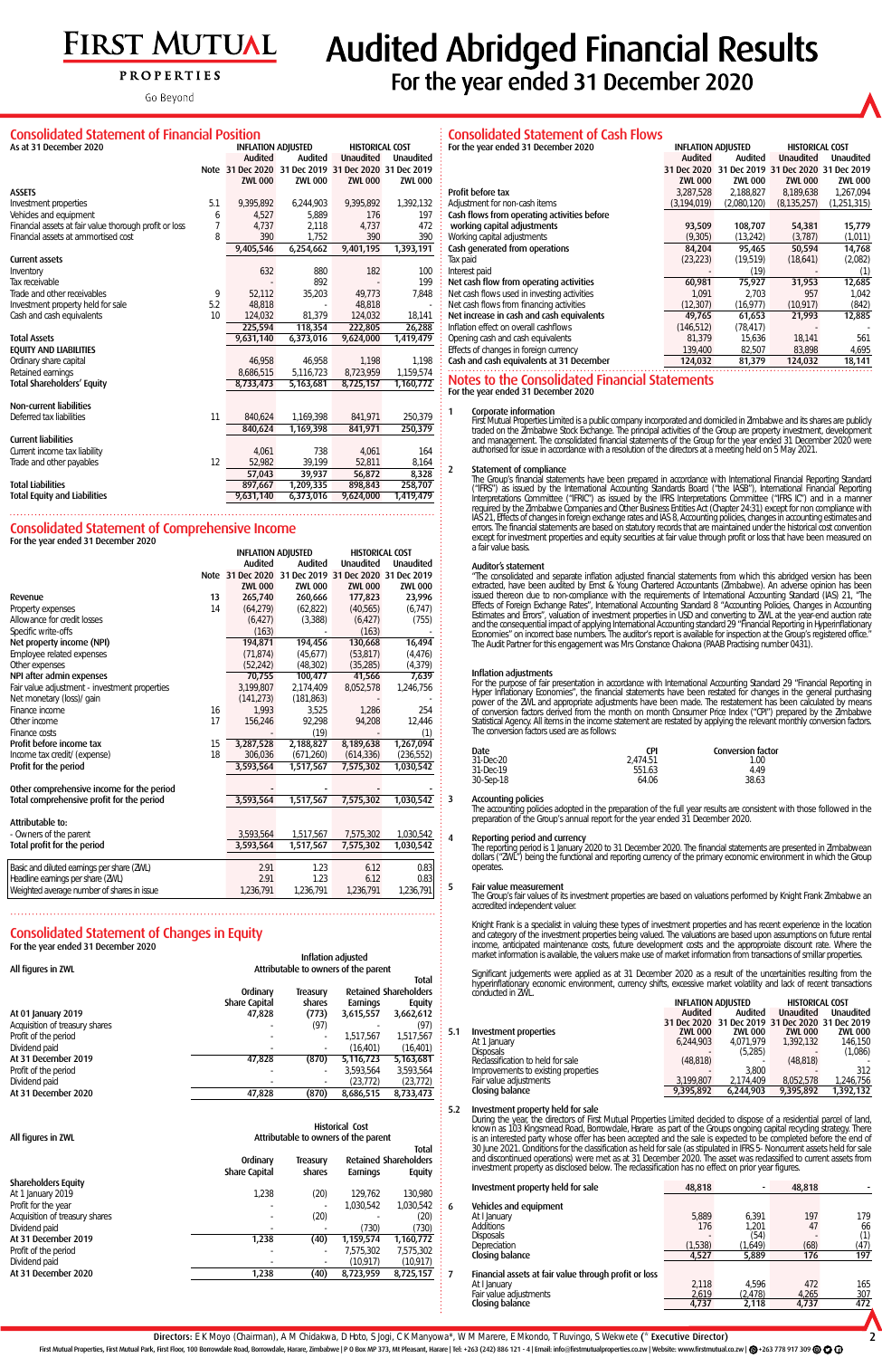# FIRST MUTUAL PROPERTIES

Go Beyond

# Audited Abridged Financial Results

## For the year ended 31 December 2020

## Consolidated Statement of Financial Position

As at 31 December 2020

| | Note | INFLATION ADJUSTED Audited 31 Dec 2020 ZWL 000 | Audited 31 Dec 2019 ZWL 000 | HISTORICAL COST Unaudited 31 Dec 2020 ZWL 000 | Unaudited 31 Dec 2019 ZWL 000 |
|---|---|---|---|---|---|
| **ASSETS** | | | | | |
| Investment properties | 5.1 | 9,395,892 | 6,244,903 | 9,395,892 | 1,392,132 |
| Vehicles and equipment | 6 | 4,527 | 5,889 | 176 | 197 |
| Financial assets at fair value thorough profit or loss | 7 | 4,737 | 2,118 | 4,737 | 472 |
| Financial assets at ammortised cost | 8 | 390 | 1,752 | 390 | 390 |
| | | 9,405,546 | 6,254,662 | 9,401,195 | 1,393,191 |
| **Current assets** | | | | | |
| Inventory | | 632 | 880 | 182 | 100 |
| Tax receivable | | - | 892 | - | 199 |
| Trade and other receivables | 9 | 52,112 | 35,203 | 49,773 | 7,848 |
| Investment property held for sale | 5.2 | 48,818 | - | 48,818 | - |
| Cash and cash equivalents | 10 | 124,032 | 81,379 | 124,032 | 18,141 |
| | | 225,594 | 118,354 | 222,805 | 26,288 |
| **Total Assets** | | 9,631,140 | 6,373,016 | 9,624,000 | 1,419,479 |
| **EQUITY AND LIABILITIES** | | | | | |
| Ordinary share capital | | 46,958 | 46,958 | 1,198 | 1,198 |
| Retained earnings | | 8,686,515 | 5,116,723 | 8,723,959 | 1,159,574 |
| **Total Shareholders' Equity** | | 8,733,473 | 5,163,681 | 8,725,157 | 1,160,772 |
| **Non-current liabilities** | | | | | |
| Deferred tax liabilities | 11 | 840,624 | 1,169,398 | 841,971 | 250,379 |
| | | 840,624 | 1,169,398 | 841,971 | 250,379 |
| **Current liabilities** | | | | | |
| Current income tax liability | | 4,061 | 738 | 4,061 | 164 |
| Trade and other payables | 12 | 52,982 | 39,199 | 52,811 | 8,164 |
| | | 57,043 | 39,937 | 56,872 | 8,328 |
| **Total Liabilities** | | 897,667 | 1,209,335 | 898,843 | 258,707 |
| **Total Equity and Liabilities** | | 9,631,140 | 6,373,016 | 9,624,000 | 1,419,479 |

## Consolidated Statement of Comprehensive Income

For the year ended 31 December 2020

| | Note | INFLATION ADJUSTED Audited 31 Dec 2020 ZWL 000 | Audited 31 Dec 2019 ZWL 000 | HISTORICAL COST Unaudited 31 Dec 2020 ZWL 000 | Unaudited 31 Dec 2019 ZWL 000 |
|---|---|---|---|---|---|
| Revenue | 13 | 265,740 | 260,666 | 177,823 | 23,996 |
| Property expenses | 14 | (64,279) | (62,822) | (40,565) | (6,747) |
| Allowance for credit losses | | (6,427) | (3,388) | (6,427) | (755) |
| Specific write-offs | | (163) | - | (163) | - |
| **Net property income (NPI)** | | 194,871 | 194,456 | 130,668 | 16,494 |
| Employee related expenses | | (71,874) | (45,677) | (53,817) | (4,476) |
| Other expenses | | (52,242) | (48,302) | (35,285) | (4,379) |
| **NPI after admin expenses** | | 70,755 | 100,477 | 41,566 | 7,639 |
| Fair value adjustment - investment properties | | 3,199,807 | 2,174,409 | 8,052,578 | 1,246,756 |
| Net monetary (loss)/ gain | | (141,273) | (181,863) | - | - |
| Finance income | 16 | 1,993 | 3,525 | 1,286 | 254 |
| Other income | 17 | 156,246 | 92,298 | 94,208 | 12,446 |
| Finance costs | | - | (19) | - | (1) |
| **Profit before income tax** | 15 | 3,287,528 | 2,188,827 | 8,189,638 | 1,267,094 |
| Income tax credit/ (expense) | 18 | 306,036 | (671,260) | (614,336) | (236,552) |
| **Profit for the period** | | 3,593,564 | 1,517,567 | 7,575,302 | 1,030,542 |
| Other comprehensive income for the period | | - | - | - | - |
| **Total comprehensive profit for the period** | | 3,593,564 | 1,517,567 | 7,575,302 | 1,030,542 |
| Attributable to: | | | | | |
| - Owners of the parent | | 3,593,564 | 1,517,567 | 7,575,302 | 1,030,542 |
| **Total profit for the period** | | 3,593,564 | 1,517,567 | 7,575,302 | 1,030,542 |
| Basic and diluted earnings per share (ZWL) | | 2.91 | 1.23 | 6.12 | 0.83 |
| Headline earnings per share (ZWL) | | 2.91 | 1.23 | 6.12 | 0.83 |
| Weighted average number of shares in issue | | 1,236,791 | 1,236,791 | 1,236,791 | 1,236,791 |

## Consolidated Statement of Changes in Equity

For the year ended 31 December 2020

All figures in ZWL — Inflation adjusted — Attributable to owners of the parent

| | Ordinary Share Capital | Treasury shares | Retained Earnings | Total Shareholders Equity |
|---|---|---|---|---|
| At 01 January 2019 | 47,828 | (773) | 3,615,557 | 3,662,612 |
| Acquisition of treasury shares | - | (97) | - | (97) |
| Profit of the period | - | - | 1,517,567 | 1,517,567 |
| Dividend paid | - | - | (16,401) | (16,401) |
| **At 31 December 2019** | 47,828 | (870) | 5,116,723 | 5,163,681 |
| Profit of the period | - | - | 3,593,564 | 3,593,564 |
| Dividend paid | - | - | (23,772) | (23,772) |
| **At 31 December 2020** | 47,828 | (870) | 8,686,515 | 8,733,473 |

All figures in ZWL — Historical Cost — Attributable to owners of the parent

| | Ordinary Share Capital | Treasury shares | Retained Earnings | Total Shareholders Equity |
|---|---|---|---|---|
| **Shareholders Equity** | | | | |
| At 1 January 2019 | 1,238 | (20) | 129,762 | 130,980 |
| Profit for the year | - | - | 1,030,542 | 1,030,542 |
| Acquisition of treasury shares | - | (20) | - | (20) |
| Dividend paid | - | - | (730) | (730) |
| **At 31 December 2019** | 1,238 | (40) | 1,159,574 | 1,160,772 |
| Profit of the period | - | - | 7,575,302 | 7,575,302 |
| Dividend paid | - | - | (10,917) | (10,917) |
| **At 31 December 2020** | 1,238 | (40) | 8,723,959 | 8,725,157 |

## Consolidated Statement of Cash Flows

For the year ended 31 December 2020

| | INFLATION ADJUSTED Audited 31 Dec 2020 ZWL 000 | Audited 31 Dec 2019 ZWL 000 | HISTORICAL COST Unaudited 31 Dec 2020 ZWL 000 | Unaudited 31 Dec 2019 ZWL 000 |
|---|---|---|---|---|
| Profit before tax | 3,287,528 | 2,188,827 | 8,189,638 | 1,267,094 |
| Adjustment for non-cash items | (3,194,019) | (2,080,120) | (8,135,257) | (1,251,315) |
| **Cash flows from operating activities before working capital adjustments** | 93,509 | 108,707 | 54,381 | 15,779 |
| Working capital adjustments | (9,305) | (13,242) | (3,787) | (1,011) |
| **Cash generated from operations** | 84,204 | 95,465 | 50,594 | 14,768 |
| Tax paid | (23,223) | (19,519) | (18,641) | (2,082) |
| Interest paid | - | (19) | - | (1) |
| **Net cash flow from operating activities** | 60,981 | 75,927 | 31,953 | 12,685 |
| Net cash flows used in investing activities | 1,091 | 2,703 | 957 | 1,042 |
| Net cash flows from financing activities | (12,307) | (16,977) | (10,917) | (842) |
| **Net increase in cash and cash equivalents** | 49,765 | 61,653 | 21,993 | 12,885 |
| Inflation effect on overall cashflows | (146,512) | (78,417) | - | - |
| Opening cash and cash equivalents | 81,379 | 15,636 | 18,141 | 561 |
| Effects of changes in foreign currency | 139,400 | 82,507 | 83,898 | 4,695 |
| **Cash and cash equivalents at 31 December** | 124,032 | 81,379 | 124,032 | 18,141 |

## Notes to the Consolidated Financial Statements

For the year ended 31 December 2020

**1 Corporate information**

First Mutual Properties Limited is a public company incorporated and domiciled in Zimbabwe and its shares are publicly traded on the Zimbabwe Stock Exchange. The principal activities of the Group are property investment, development and management. The consolidated financial statements of the Group for the year ended 31 December 2020 were authorised for issue in accordance with a resolution of the directors at a meeting held on 5 May 2021.

**2 Statement of compliance**

The Group's financial statements have been prepared in accordance with International Financial Reporting Standard ("IFRS") as issued by the International Accounting Standards Board ("the IASB"), International Financial Reporting Interpretations Committee ("IFRIC") as issued by the IFRS Interpretations Committee ("IFRS IC") and in a manner required by the Zimbabwe Companies and Other Business Entities Act (Chapter 24:31) except for non compliance with IAS 21, Effects of changes in foreign exchange rates and IAS 8, Accounting policies, changes in accounting estimates and errors. The financial statements are based on statutory records that are maintained under the historical cost convention except for investment properties and equity securities at fair value through profit or loss that have been measured on a fair value basis.

**Auditor's statement**

"The consolidated and separate inflation adjusted financial statements from which this abridged version has been extracted, have been audited by Ernst & Young Chartered Accountants (Zimbabwe). An adverse opinion has been issued thereon due to non-compliance with the requirements of International Accounting Standard (IAS) 21, "The Effects of Foreign Exchange Rates", International Accounting Standard 8 "Accounting Policies, Changes in Accounting Estimates and Errors", valuation of investment properties in USD and converting to ZWL at the year-end auction rate and the consequential impact of applying International Accounting Standard 29 "Financial Reporting in Hyperinflationary Economies" on incorrect base numbers. The auditor's report is available for inspection at the Group's registered office." The Audit Partner for this engagement was Mrs Constance Chakona (PAAB Practising number 0431).

**Inflation adjustments**

For the purpose of fair presentation in accordance with International Accounting Standard 29 "Financial Reporting in Hyper Inflationary Economies", the financial statements have been restated for changes in the general purchasing power of the ZWL and appropriate adjustments have been made. The restatement has been calculated by means of conversion factors derived from the month on month Consumer Price Index ("CPI") prepared by the Zimbabwe Statistical Agency. All items in the income statement are restated by applying the relevant monthly conversion factors. The conversion factors used are as follows:

| Date | CPI | Conversion factor |
|---|---|---|
| 31-Dec-20 | 2,474.51 | 1.00 |
| 31-Dec-19 | 551.63 | 4.49 |
| 30-Sep-18 | 64.06 | 38.63 |

**3 Accounting policies**

The accounting policies adopted in the preparation of the full year results are consistent with those followed in the preparation of the Group's annual report for the year ended 31 December 2020.

**4 Reporting period and currency**

The reporting period is 1 January 2020 to 31 December 2020. The financial statements are presented in Zimbabwean dollars ("ZWL") being the functional and reporting currency of the primary economic environment in which the Group operates.

**5 Fair value measurement**

The Group's fair values of its investment properties are based on valuations performed by Knight Frank Zimbabwe an accredited independent valuer.

Knight Frank is a specialist in valuing these types of investment properties and has recent experience in the location and category of the investment properties being valued. The valuations are based upon assumptions on future rental income, anticipated maintenance costs, future development costs and the appropriate discount rate. Where the market information is available, the valuers make use of market information from transactions of smaller properties.

Significant judgements were applied as at 31 December 2020 as a result of the uncertainities resulting from the hyperinflationary economic environment, currency shifts, excessive market volatility and lack of recent transactions conducted in ZWL.

| | INFLATION ADJUSTED Audited 31 Dec 2020 ZWL 000 | Audited 31 Dec 2019 ZWL 000 | HISTORICAL COST Unaudited 31 Dec 2020 ZWL 000 | Unaudited 31 Dec 2019 ZWL 000 |
|---|---|---|---|---|
| **5.1 Investment properties** | | | | |
| At 1 January | 6,244,903 | 4,071,979 | 1,392,132 | 146,150 |
| Disposals | - | (5,285) | - | (1,086) |
| Reclassification to held for sale | (48,818) | - | (48,818) | - |
| Improvements to existing properties | - | 3,800 | - | 312 |
| Fair value adjustments | 3,199,807 | 2,174,409 | 8,052,578 | 1,246,756 |
| Closing balance | 9,395,892 | 6,244,903 | 9,395,892 | 1,392,132 |

**5.2 Investment property held for sale**

During the year, the directors of First Mutual Properties Limited decided to dispose of a residential parcel of land, known as 103 Kingsmead Road, Borrowdale, Harare as part of the Groups ongoing capital recycling strategy. There is an interested party whose offer has been accepted and the sale is expected to be completed before the end of 30 June 2021. Conditions for the classification as held for sale (as stipulated in IFRS 5- Noncurrent assets held for sale and discontinued operations) were met as at 31 December 2020. The asset was reclassified to current assets from investment property as disclosed below. The reclassification has no effect on prior year figures.

| | INFLATION ADJUSTED Audited 31 Dec 2020 | Audited 31 Dec 2019 | HISTORICAL COST Unaudited 31 Dec 2020 | Unaudited 31 Dec 2019 |
|---|---|---|---|---|
| Investment property held for sale | 48,818 | - | 48,818 | - |
| **6 Vehicles and equipment** | | | | |
| At l January | 5,889 | 6,391 | 197 | 179 |
| Additions | 176 | 1,201 | 47 | 66 |
| Disposals | - | (54) | - | (1) |
| Depreciation | (1,538) | (1,649) | (68) | (47) |
| Closing balance | 4,527 | 5,889 | 176 | 197 |
| **7 Financial assets at fair value through profit or loss** | | | | |
| At l January | 2,118 | 4,596 | 472 | 165 |
| Fair value adjustments | 2,619 | (2,478) | 4,265 | 307 |
| Closing balance | 4,737 | 2,118 | 4,737 | 472 |

**Directors:** E K Moyo (Chairman), A M Chidakwa, D Hoto, S Jogi, C K Manyowa*, W M Marere, E Mkondo, T Ruvingo, S Wekwete (* Executive Director)

First Mutual Properties, First Mutual Park, First Floor, 100 Borrowdale Road, Borrowdale, Harare, Zimbabwe | P O Box MP 373, Mt Pleasant, Harare | Tel: +263 (242) 886 121 - 4 | Email: info@firstmutualproperties.co.zw | Website: www.firstmutual.co.zw | +263 778 917 309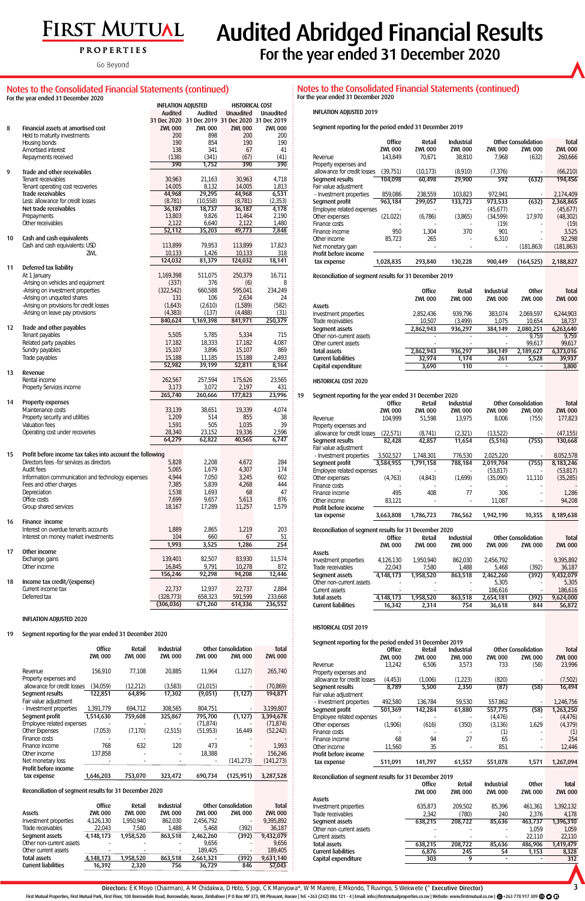# Audited Abridged Financial Results

## For the year ended 31 December 2020

## Notes to the Consolidated Financial Statements (continued)

For the year ended 31 December 2020

| | | INFLATION ADJUSTED | | HISTORICAL COST | |
|---|---|---|---|---|---|
| | | Audited 31 Dec 2020 ZWL 000 | Audited 31 Dec 2019 ZWL 000 | Unaudited 31 Dec 2020 ZWL 000 | Unaudited 31 Dec 2019 ZWL 000 |
| **8** | **Financial assets at amortised cost** | | | | |
| | Held to maturity investments | 200 | 898 | 200 | 200 |
| | Housing bonds | 190 | 854 | 190 | 190 |
| | Amortised interest | 138 | 341 | 67 | 41 |
| | Repayments received | (138) | (341) | (67) | (41) |
| | | **390** | **1,752** | **390** | **390** |
| **9** | **Trade and other receivables** | | | | |
| | Tenant receivables | 30,963 | 21,163 | 30,963 | 4,718 |
| | Tenant operating cost recoveries | 14,005 | 8,132 | 14,005 | 1,813 |
| | Trade receivables | 44,968 | 29,295 | 44,968 | 6,531 |
| | Less: allowance for credit losses | (8,781) | (10,558) | (8,781) | (2,353) |
| | Net trade receivables | 36,187 | 18,737 | 36,187 | 4,178 |
| | Prepayments | 13,803 | 9,826 | 11,464 | 2,190 |
| | Other receivables | 2,122 | 6,640 | 2,122 | 1,480 |
| | | **52,112** | **35,203** | **49,773** | **7,848** |
| **10** | **Cash and cash equivalents** | | | | |
| | Cash and cash equivalents: USD | 113,899 | 79,953 | 113,899 | 17,823 |
| | ZWL | 10,133 | 1,426 | 10,133 | 318 |
| | | **124,032** | **81,379** | **124,032** | **18,141** |
| **11** | **Deferred tax liability** | | | | |
| | At 1 January | 1,169,398 | 511,075 | 250,379 | 16,711 |
| | -Arising on vehicles and equipment | (337) | 376 | (6) | 8 |
| | -Arising on investment properties | (322,542) | 660,588 | 595,041 | 234,249 |
| | -Arising on unquoted shares | 131 | 106 | 2,634 | 24 |
| | -Arising on allowance for credit losses | (1,643) | (2,610) | (1,589) | (582) |
| | -Arising on leave pay provisions | (4,383) | (137) | (4,488) | (31) |
| | | **840,624** | **1,169,398** | **841,971** | **250,379** |
| **12** | **Trade and other payables** | | | | |
| | Tenant payables | 5,505 | 5,785 | 5,334 | 715 |
| | Related party payables | 17,182 | 18,333 | 17,182 | 4,087 |
| | Sundry payables | 15,107 | 3,896 | 15,107 | 869 |
| | Trade payables | 15,188 | 11,185 | 15,188 | 2,493 |
| | | **52,982** | **39,199** | **52,811** | **8,164** |
| **13** | **Revenue** | | | | |
| | Rental income | 262,567 | 257,594 | 175,626 | 23,565 |
| | Property Services income | 3,173 | 3,072 | 2,197 | 431 |
| | | **265,740** | **260,666** | **177,823** | **23,996** |
| **14** | **Property expenses** | | | | |
| | Maintenance costs | 33,139 | 38,651 | 19,339 | 4,074 |
| | Property security and utilities | 1,209 | 514 | 855 | 38 |
| | Valuation fees | 1,591 | 505 | 1,035 | 39 |
| | Operating cost under recoveries | 28,340 | 23,152 | 19,336 | 2,596 |
| | | **64,279** | **62,822** | **40,565** | **6,747** |
| **15** | **Profit before income tax takes into account the following** | | | | |
| | Directors fees -for services as directors | 5,828 | 2,208 | 4,672 | 284 |
| | Audit fees | 5,065 | 1,679 | 4,307 | 174 |
| | Information communication and technology expenses | 4,944 | 7,050 | 3,245 | 602 |
| | Fees and other charges | 7,385 | 5,839 | 4,268 | 444 |
| | Depreciation | 1,538 | 1,693 | 68 | 47 |
| | Office costs | 7,699 | 9,657 | 5,613 | 876 |
| | Group shared services | 18,167 | 17,289 | 11,257 | 1,579 |
| **16** | **Finance income** | | | | |
| | Interest on overdue tenants accounts | 1,889 | 2,865 | 1,219 | 203 |
| | Interest on money market investments | 104 | 660 | 67 | 51 |
| | | **1,993** | **3,525** | **1,286** | **254** |
| **17** | **Other income** | | | | |
| | Exchange gains | 139,401 | 82,507 | 83,930 | 11,574 |
| | Other income | 16,845 | 9,791 | 10,278 | 872 |
| | | **156,246** | **92,298** | **94,208** | **12,446** |
| **18** | **Income tax credit/(expense)** | | | | |
| | Current income tax | 22,737 | 12,937 | 22,737 | 2,884 |
| | Deferred tax | (328,773) | 658,323 | 591,599 | 233,668 |
| | | **(306,036)** | **671,260** | **614,336** | **236,552** |

### INFLATION ADJUSTED 2020

**19 Segment reporting for the year ended 31 December 2020**

| | Office ZWL 000 | Retail ZWL 000 | Industrial ZWL 000 | Other ZWL 000 | Consolidation ZWL 000 | Total ZWL 000 |
|---|---|---|---|---|---|---|
| Revenue | 156,910 | 77,108 | 20,885 | 11,964 | (1,127) | 265,740 |
| Property expenses and allowance for credit losses | (34,059) | (12,212) | (3,583) | (21,015) | - | (70,869) |
| **Segment results** | **122,851** | **64,896** | **17,302** | **(9,051)** | **(1,127)** | **194,871** |
| Fair value adjustment - Investment properties | 1,391,779 | 694,712 | 308,565 | 804,751 | - | 3,199,807 |
| **Segment profit** | **1,514,630** | **759,608** | **325,867** | **795,700** | **(1,127)** | **3,394,678** |
| Employee related expenses | - | - | - | (71,874) | - | (71,874) |
| Other Expenses | (7,053) | (7,170) | (2,515) | (51,953) | 16,449 | (52,242) |
| Finance costs | - | - | - | - | - | - |
| Finance income | 768 | 632 | 120 | 473 | - | 1,993 |
| Other income | 137,858 | - | - | 18,388 | - | 156,246 |
| Net monetary loss | - | - | - | - | (141,273) | (141,273) |
| Profit before income tax expense | 1,646,203 | 753,070 | 323,472 | 690,734 | (125,951) | 3,287,528 |

**Reconciliation of segment results for 31 December 2020**

| | Office ZWL 000 | Retail ZWL 000 | Industrial ZWL 000 | Other ZWL 000 | Consolidation ZWL 000 | Total ZWL 000 |
|---|---|---|---|---|---|---|
| **Assets** | | | | | | |
| Investment properties | 4,126,130 | 1,950,940 | 862,030 | 2,456,792 | - | 9,395,892 |
| Trade receivables | 22,043 | 7,580 | 1,488 | 5,468 | (392) | 36,187 |
| **Segment assets** | **4,148,173** | **1,958,520** | **863,518** | **2,462,260** | **(392)** | **9,432,079** |
| Other non-current assets | - | - | - | 9,656 | - | 9,656 |
| Other current assets | - | - | - | 189,405 | - | 189,405 |
| **Total assets** | **4,148,173** | **1,958,520** | **863,518** | **2,661,321** | **(392)** | **9,631,140** |
| **Current liabilities** | **16,392** | **2,320** | **756** | **36,729** | **846** | **57,043** |

### INFLATION ADJUSTED 2019

**Segment reporting for the period ended 31 December 2019**

| | Office ZWL 000 | Retail ZWL 000 | Industrial ZWL 000 | Other ZWL 000 | Consolidation ZWL 000 | Total ZWL 000 |
|---|---|---|---|---|---|---|
| Revenue | 143,849 | 70,671 | 38,810 | 7,968 | (632) | 260,666 |
| Property expenses and allowance for credit losses | (39,751) | (10,173) | (8,910) | (7,376) | - | (66,210) |
| **Segment results** | **104,098** | **60,498** | **29,900** | **592** | **(632)** | **194,456** |
| Fair value adjustment - Investment properties | 859,086 | 238,559 | 103,823 | 972,941 | - | 2,174,409 |
| **Segment profit** | **963,184** | **299,057** | **133,723** | **973,533** | **(632)** | **2,368,865** |
| Employee related expenses | - | - | - | (45,677) | - | (45,677) |
| Other expenses | (21,022) | (6,786) | (3,865) | (34,599) | 17,970 | (48,302) |
| Finance costs | - | - | - | (19) | - | (19) |
| Finance income | 950 | 1,304 | 370 | 901 | - | 3,525 |
| Other income | 85,723 | 265 | - | 6,310 | - | 92,298 |
| Net monetary gain | - | - | - | - | (181,863) | (181,863) |
| Profit before income tax expense | 1,028,835 | 293,840 | 130,228 | 900,449 | (164,525) | 2,188,827 |

**Reconciliation of segment results for 31 December 2019**

| | Office ZWL 000 | Retail ZWL 000 | Industrial ZWL 000 | Other ZWL 000 | Total ZWL 000 |
|---|---|---|---|---|---|
| **Assets** | | | | | |
| Investment properties | 2,852,436 | 939,796 | 383,074 | 2,069,597 | 6,244,903 |
| Trade receivables | 10,507 | (3,499) | 1,075 | 10,654 | 18,737 |
| **Segment assets** | **2,862,943** | **936,297** | **384,149** | **2,080,251** | **6,263,640** |
| Other non-current assets | - | - | - | 9,759 | 9,759 |
| Other current assets | - | - | - | 99,617 | 99,617 |
| **Total assets** | **2,862,943** | **936,297** | **384,149** | **2,189,627** | **6,373,016** |
| **Current liabilities** | **32,974** | **1,174** | **261** | **5,528** | **39,937** |
| **Capital expenditure** | **3,690** | **110** | **-** | **-** | **3,800** |

### HISTORICAL COST 2020

**19 Segment reporting for the year ended 31 December 2020**

| | Office ZWL 000 | Retail ZWL 000 | Industrial ZWL 000 | Other ZWL 000 | Consolidation ZWL 000 | Total ZWL 000 |
|---|---|---|---|---|---|---|
| Revenue | 104,999 | 51,598 | 13,975 | 8,006 | (755) | 177,823 |
| Property expenses and allowance for credit losses | (22,571) | (8,741) | (2,321) | (13,522) | - | (47,155) |
| **Segment results** | **82,428** | **42,857** | **11,654** | **(5,516)** | **(755)** | **130,668** |
| Fair value adjustment - Investment properties | 3,502,527 | 1,748,301 | 776,530 | 2,025,220 | - | 8,052,578 |
| **Segment profit** | **3,584,955** | **1,791,158** | **788,184** | **2,019,704** | **(755)** | **8,183,246** |
| Employee related expenses | - | - | - | (53,817) | - | (53,817) |
| Other expenses | (4,763) | (4,843) | (1,699) | (35,090) | 11,110 | (35,285) |
| Finance costs | - | - | - | - | - | - |
| Finance income | 495 | 408 | 77 | 306 | - | 1,286 |
| Other income | 83,121 | - | - | 11,087 | - | 94,208 |
| Profit before income tax expense | 3,663,808 | 1,786,723 | 786,562 | 1,942,190 | 10,355 | 8,189,638 |

**Reconciliation of segment results for 31 December 2020**

| | Office ZWL 000 | Retail ZWL 000 | Industrial ZWL 000 | Other ZWL 000 | Consolidation ZWL 000 | Total ZWL 000 |
|---|---|---|---|---|---|---|
| **Assets** | | | | | | |
| Investment properties | 4,126,130 | 1,950,940 | 862,030 | 2,456,792 | - | 9,395,892 |
| Trade receivables | 22,043 | 7,580 | 1,488 | 5,468 | (392) | 36,187 |
| **Segment assets** | **4,148,173** | **1,958,520** | **863,518** | **2,462,260** | **(392)** | **9,432,079** |
| Other non-current assets | - | - | - | 5,305 | - | 5,305 |
| Current assets | - | - | - | 186,616 | - | 186,616 |
| **Total assets** | **4,148,173** | **1,958,520** | **863,518** | **2,654,181** | **(392)** | **9,624,000** |
| **Current liabilities** | **16,342** | **2,314** | **754** | **36,618** | **844** | **56,872** |

### HISTORICAL COST 2019

**Segment reporting for the period ended 31 December 2019**

| | Office ZWL 000 | Retail ZWL 000 | Industrial ZWL 000 | Other ZWL 000 | Consolidation ZWL 000 | Total ZWL 000 |
|---|---|---|---|---|---|---|
| Revenue | 13,242 | 6,506 | 3,573 | 733 | (58) | 23,996 |
| Property expenses and allowance for credit losses | (4,453) | (1,006) | (1,223) | (820) | - | (7,502) |
| **Segment results** | **8,789** | **5,500** | **2,350** | **(87)** | **(58)** | **16,494** |
| Fair value adjustment - Investment properties | 492,580 | 136,784 | 59,530 | 557,862 | - | 1,246,756 |
| **Segment profit** | **501,369** | **142,284** | **61,880** | **557,775** | **(58)** | **1,263,250** |
| Employee related expenses | - | - | - | (4,476) | - | (4,476) |
| Other expenses | (1,906) | (616) | (350) | (3,136) | 1,629 | (4,379) |
| Finance costs | - | - | - | (1) | - | (1) |
| Finance income | 68 | 94 | 27 | 65 | - | 254 |
| Other income | 11,560 | 35 | - | 851 | - | 12,446 |
| Profit before income tax expense | 511,091 | 141,797 | 61,557 | 551,078 | 1,571 | 1,267,094 |

**Reconciliation of segment results for 31 December 2019**

| | Office ZWL 000 | Retail ZWL 000 | Industrial ZWL 000 | Other ZWL 000 | Total ZWL 000 |
|---|---|---|---|---|---|
| **Assets** | | | | | |
| Investment properties | 635,873 | 209,502 | 85,396 | 461,361 | 1,392,132 |
| Trade receivables | 2,342 | (780) | 240 | 2,376 | 4,178 |
| **Segment assets** | **638,215** | **208,722** | **85,636** | **463,737** | **1,396,310** |
| Other non-current assets | - | - | - | 1,059 | 1,059 |
| Current assets | - | - | - | 22,110 | 22,110 |
| **Total assets** | **638,215** | **208,722** | **85,636** | **486,906** | **1,419,479** |
| **Current liabilities** | **6,876** | **245** | **54** | **1,153** | **8,328** |
| **Capital expenditure** | **303** | **9** | **-** | **-** | **312** |

**Directors:** E K Moyo (Chairman), A M Chidakwa, D Hoto, S Jogi, C K Manyowa*, W M Marere, E Mkondo, T Ruvingo, S Wekwete (* **Executive Director**)

First Mutual Properties, First Mutual Park, First Floor, 100 Borrowdale Road, Borrowdale, Harare, Zimbabwe | P O Box MP 373, Mt Pleasant, Harare | Tel: +263 (242) 886 121 - 4 | Email: info@firstmutualproperties.co.zw | Website: www.firstmutual.co.zw | +263 778 917 309